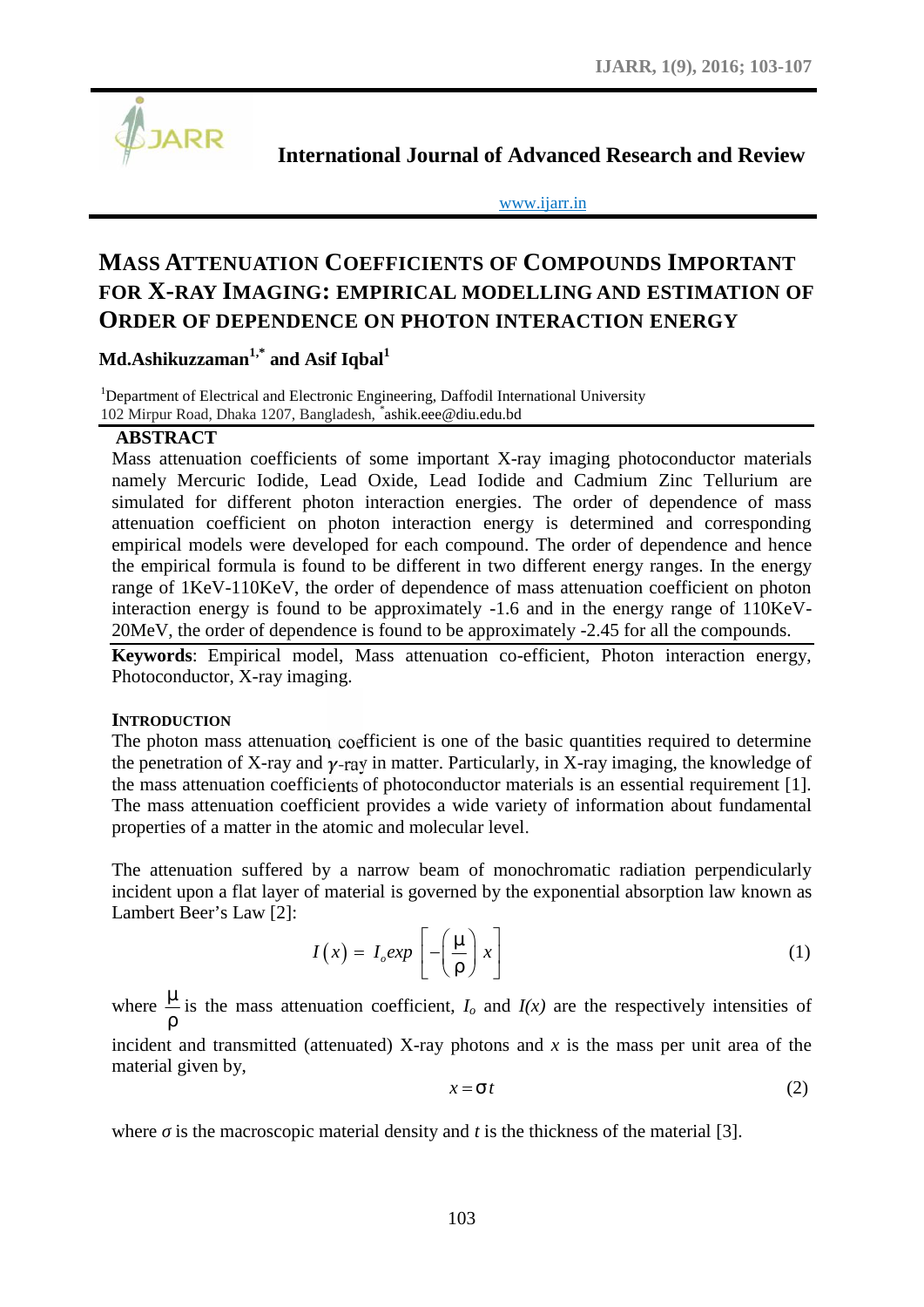**International Journal of Advanced Research and Review**

www.ijarr.in

# MASS ATTENUATION COEFFICIENTS OF COMPOUNDS IMPORTANT FOR X-RAY IMAGING: EMPIRICAL MODELLING AND ESTIMATION OF ORDER OF DEPENDENCE ON PHOTON INTERACTION ENERGY

**Md.Ashikuzzaman[1,*] and Asif Iqbal[1]**

[1]Department of Electrical and Electronic Engineering, Daffodil International University
102 Mirpur Road, Dhaka 1207, Bangladesh, *ashik.eee@diu.edu.bd

## ABSTRACT

Mass attenuation coefficients of some important X-ray imaging photoconductor materials namely Mercuric Iodide, Lead Oxide, Lead Iodide and Cadmium Zinc Tellurium are simulated for different photon interaction energies. The order of dependence of mass attenuation coefficient on photon interaction energy is determined and corresponding empirical models were developed for each compound. The order of dependence and hence the empirical formula is found to be different in two different energy ranges. In the energy range of 1KeV-110KeV, the order of dependence of mass attenuation coefficient on photon interaction energy is found to be approximately -1.6 and in the energy range of 110KeV-20MeV, the order of dependence is found to be approximately -2.45 for all the compounds.

**Keywords**: Empirical model, Mass attenuation co-efficient, Photon interaction energy, Photoconductor, X-ray imaging.

## INTRODUCTION

The photon mass attenuation coefficient is one of the basic quantities required to determine the penetration of X-ray and $\gamma$-ray in matter. Particularly, in X-ray imaging, the knowledge of the mass attenuation coefficients of photoconductor materials is an essential requirement [1]. The mass attenuation coefficient provides a wide variety of information about fundamental properties of a matter in the atomic and molecular level.

The attenuation suffered by a narrow beam of monochromatic radiation perpendicularly incident upon a flat layer of material is governed by the exponential absorption law known as Lambert Beer's Law [2]:

$$I\left(x\right) = I_o exp\left[-\left(\frac{\mu}{\rho}\right)x\right] \tag{1}$$

where $\frac{\mu}{\rho}$ is the mass attenuation coefficient, $I_o$ and $I(x)$ are the respectively intensities of incident and transmitted (attenuated) X-ray photons and $x$ is the mass per unit area of the material given by,

$$x = \sigma t \tag{2}$$

where $\sigma$ is the macroscopic material density and $t$ is the thickness of the material [3].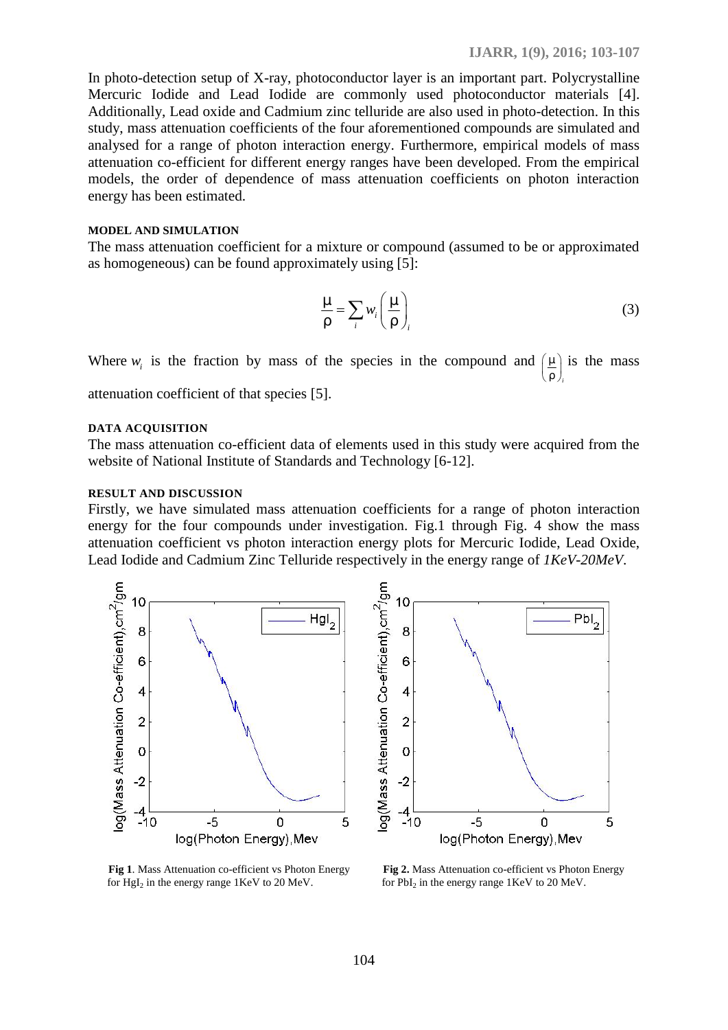In photo-detection setup of X-ray, photoconductor layer is an important part. Polycrystalline Mercuric Iodide and Lead Iodide are commonly used photoconductor materials [4]. Additionally, Lead oxide and Cadmium zinc telluride are also used in photo-detection. In this study, mass attenuation coefficients of the four aforementioned compounds are simulated and analysed for a range of photon interaction energy. Furthermore, empirical models of mass attenuation co-efficient for different energy ranges have been developed. From the empirical models, the order of dependence of mass attenuation coefficients on photon interaction energy has been estimated.

#### MODEL AND SIMULATION

The mass attenuation coefficient for a mixture or compound (assumed to be or approximated as homogeneous) can be found approximately using [5]:

$$\frac{\mu}{\rho} = \sum_i w_i \left(\frac{\mu}{\rho}\right)_i \tag{3}$$

Where $w_i$ is the fraction by mass of the species in the compound and $\left(\frac{\mu}{\rho}\right)_i$ is the mass attenuation coefficient of that species [5].

#### DATA ACQUISITION

The mass attenuation co-efficient data of elements used in this study were acquired from the website of National Institute of Standards and Technology [6-12].

#### RESULT AND DISCUSSION

Firstly, we have simulated mass attenuation coefficients for a range of photon interaction energy for the four compounds under investigation. Fig.1 through Fig. 4 show the mass attenuation coefficient vs photon interaction energy plots for Mercuric Iodide, Lead Oxide, Lead Iodide and Cadmium Zinc Telluride respectively in the energy range of *1KeV-20MeV*.

**Fig 1**. Mass Attenuation co-efficient vs Photon Energy for $HgI_2$ in the energy range 1KeV to 20 MeV.

**Fig 2.** Mass Attenuation co-efficient vs Photon Energy for $PbI_2$ in the energy range 1KeV to 20 MeV.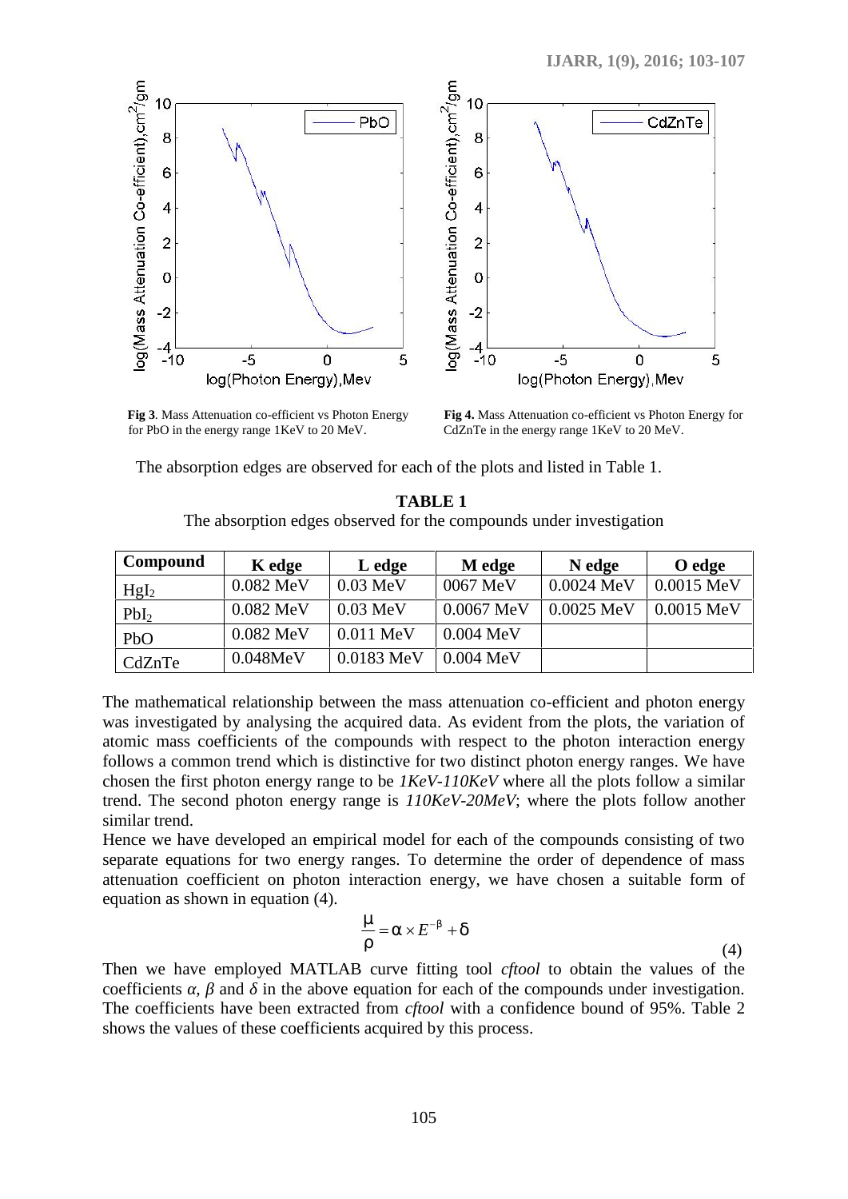**Fig 3**. Mass Attenuation co-efficient vs Photon Energy for PbO in the energy range 1KeV to 20 MeV.

**Fig 4.** Mass Attenuation co-efficient vs Photon Energy for CdZnTe in the energy range 1KeV to 20 MeV.

The absorption edges are observed for each of the plots and listed in Table 1.

**TABLE 1**
The absorption edges observed for the compounds under investigation

| Compound | K edge | L edge | M edge | N edge | O edge |
|---|---|---|---|---|---|
| $HgI_2$ | 0.082 MeV | 0.03 MeV | 0067 MeV | 0.0024 MeV | 0.0015 MeV |
| $PbI_2$ | 0.082 MeV | 0.03 MeV | 0.0067 MeV | 0.0025 MeV | 0.0015 MeV |
| PbO | 0.082 MeV | 0.011 MeV | 0.004 MeV | | |
| CdZnTe | 0.048MeV | 0.0183 MeV | 0.004 MeV | | |

The mathematical relationship between the mass attenuation co-efficient and photon energy was investigated by analysing the acquired data. As evident from the plots, the variation of atomic mass coefficients of the compounds with respect to the photon interaction energy follows a common trend which is distinctive for two distinct photon energy ranges. We have chosen the first photon energy range to be *1KeV-110KeV* where all the plots follow a similar trend. The second photon energy range is *110KeV-20MeV*; where the plots follow another similar trend.

Hence we have developed an empirical model for each of the compounds consisting of two separate equations for two energy ranges. To determine the order of dependence of mass attenuation coefficient on photon interaction energy, we have chosen a suitable form of equation as shown in equation (4).

$$\frac{\mu}{\rho} = \alpha \times E^{-\beta} + \delta \tag{4}$$

Then we have employed MATLAB curve fitting tool *cftool* to obtain the values of the coefficients $\alpha$, $\beta$ and $\delta$ in the above equation for each of the compounds under investigation. The coefficients have been extracted from *cftool* with a confidence bound of 95%. Table 2 shows the values of these coefficients acquired by this process.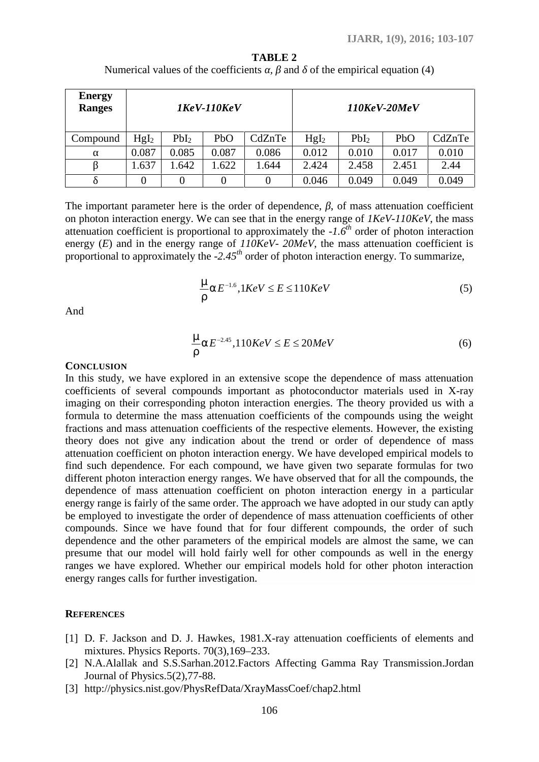**TABLE 2**

Numerical values of the coefficients *α*, *β* and *δ* of the empirical equation (4)

| Energy Ranges | 1KeV-110KeV | | | | 110KeV-20MeV | | | |
|---|---|---|---|---|---|---|---|---|
| Compound | $HgI_2$ | $PbI_2$ | PbO | CdZnTe | $HgI_2$ | $PbI_2$ | PbO | CdZnTe |
| α | 0.087 | 0.085 | 0.087 | 0.086 | 0.012 | 0.010 | 0.017 | 0.010 |
| β | 1.637 | 1.642 | 1.622 | 1.644 | 2.424 | 2.458 | 2.451 | 2.44 |
| δ | 0 | 0 | 0 | 0 | 0.046 | 0.049 | 0.049 | 0.049 |

The important parameter here is the order of dependence, *β*, of mass attenuation coefficient on photon interaction energy. We can see that in the energy range of *1KeV-110KeV*, the mass attenuation coefficient is proportional to approximately the *-1.6*$^{th}$ order of photon interaction energy (*E*) and in the energy range of *110KeV- 20MeV*, the mass attenuation coefficient is proportional to approximately the *-2.45*$^{th}$ order of photon interaction energy. To summarize,

$$\frac{\mu}{\rho} \alpha E^{-1.6}, 1KeV \leq E \leq 110KeV \tag{5}$$

And

$$\frac{\mu}{\rho} \alpha E^{-2.45}, 110KeV \leq E \leq 20MeV \tag{6}$$

## CONCLUSION

In this study, we have explored in an extensive scope the dependence of mass attenuation coefficients of several compounds important as photoconductor materials used in X-ray imaging on their corresponding photon interaction energies. The theory provided us with a formula to determine the mass attenuation coefficients of the compounds using the weight fractions and mass attenuation coefficients of the respective elements. However, the existing theory does not give any indication about the trend or order of dependence of mass attenuation coefficient on photon interaction energy. We have developed empirical models to find such dependence. For each compound, we have given two separate formulas for two different photon interaction energy ranges. We have observed that for all the compounds, the dependence of mass attenuation coefficient on photon interaction energy in a particular energy range is fairly of the same order. The approach we have adopted in our study can aptly be employed to investigate the order of dependence of mass attenuation coefficients of other compounds. Since we have found that for four different compounds, the order of such dependence and the other parameters of the empirical models are almost the same, we can presume that our model will hold fairly well for other compounds as well in the energy ranges we have explored. Whether our empirical models hold for other photon interaction energy ranges calls for further investigation.

## REFERENCES

[1] D. F. Jackson and D. J. Hawkes, 1981.X-ray attenuation coefficients of elements and mixtures. Physics Reports. 70(3),169–233.

[2] N.A.Alallak and S.S.Sarhan.2012.Factors Affecting Gamma Ray Transmission.Jordan Journal of Physics.5(2),77-88.

[3] http://physics.nist.gov/PhysRefData/XrayMassCoef/chap2.html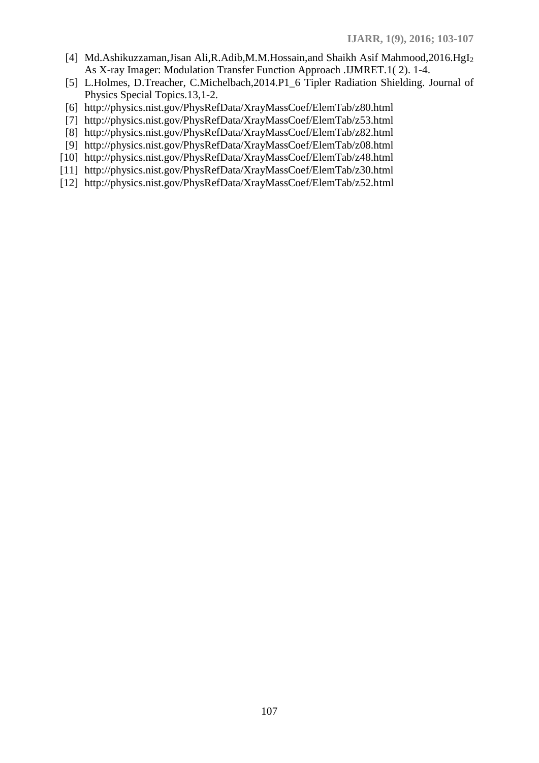[4] Md.Ashikuzzaman,Jisan Ali,R.Adib,M.M.Hossain,and Shaikh Asif Mahmood,2016.$HgI_2$ As X-ray Imager: Modulation Transfer Function Approach .IJMRET.1( 2). 1-4.

[5] L.Holmes, D.Treacher, C.Michelbach,2014.P1_6 Tipler Radiation Shielding. Journal of Physics Special Topics.13,1-2.

[6] http://physics.nist.gov/PhysRefData/XrayMassCoef/ElemTab/z80.html

[7] http://physics.nist.gov/PhysRefData/XrayMassCoef/ElemTab/z53.html

[8] http://physics.nist.gov/PhysRefData/XrayMassCoef/ElemTab/z82.html

[9] http://physics.nist.gov/PhysRefData/XrayMassCoef/ElemTab/z08.html

[10] http://physics.nist.gov/PhysRefData/XrayMassCoef/ElemTab/z48.html

[11] http://physics.nist.gov/PhysRefData/XrayMassCoef/ElemTab/z30.html

[12] http://physics.nist.gov/PhysRefData/XrayMassCoef/ElemTab/z52.html